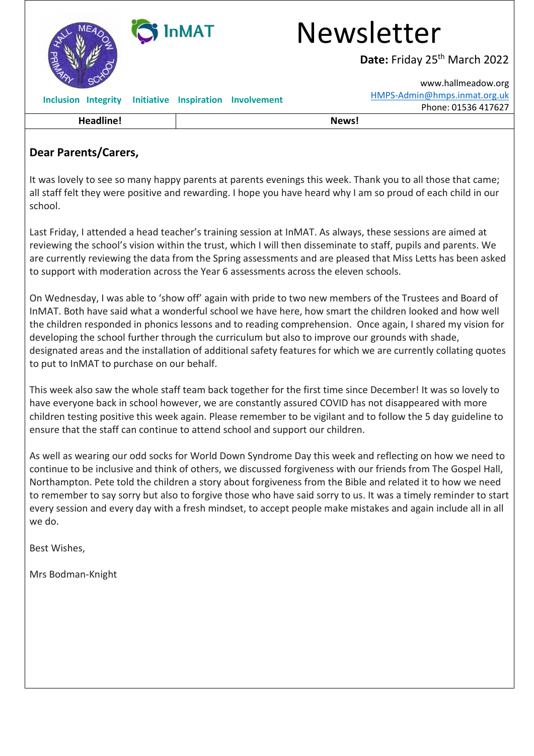# Newsletter

**Date:** Friday 25th March 2022

www.hallmeadow.org
HMPS-Admin@hmps.inmat.org.uk
Phone: 01536 417627

**Inclusion Integrity Initiative Inspiration Involvement**

| Headline! | News! |
|---|---|

**Dear Parents/Carers,**

It was lovely to see so many happy parents at parents evenings this week. Thank you to all those that came; all staff felt they were positive and rewarding. I hope you have heard why I am so proud of each child in our school.

Last Friday, I attended a head teacher's training session at InMAT. As always, these sessions are aimed at reviewing the school's vision within the trust, which I will then disseminate to staff, pupils and parents. We are currently reviewing the data from the Spring assessments and are pleased that Miss Letts has been asked to support with moderation across the Year 6 assessments across the eleven schools.

On Wednesday, I was able to 'show off' again with pride to two new members of the Trustees and Board of InMAT. Both have said what a wonderful school we have here, how smart the children looked and how well the children responded in phonics lessons and to reading comprehension. Once again, I shared my vision for developing the school further through the curriculum but also to improve our grounds with shade, designated areas and the installation of additional safety features for which we are currently collating quotes to put to InMAT to purchase on our behalf.

This week also saw the whole staff team back together for the first time since December! It was so lovely to have everyone back in school however, we are constantly assured COVID has not disappeared with more children testing positive this week again. Please remember to be vigilant and to follow the 5 day guideline to ensure that the staff can continue to attend school and support our children.

As well as wearing our odd socks for World Down Syndrome Day this week and reflecting on how we need to continue to be inclusive and think of others, we discussed forgiveness with our friends from The Gospel Hall, Northampton. Pete told the children a story about forgiveness from the Bible and related it to how we need to remember to say sorry but also to forgive those who have said sorry to us. It was a timely reminder to start every session and every day with a fresh mindset, to accept people make mistakes and again include all in all we do.

Best Wishes,

Mrs Bodman-Knight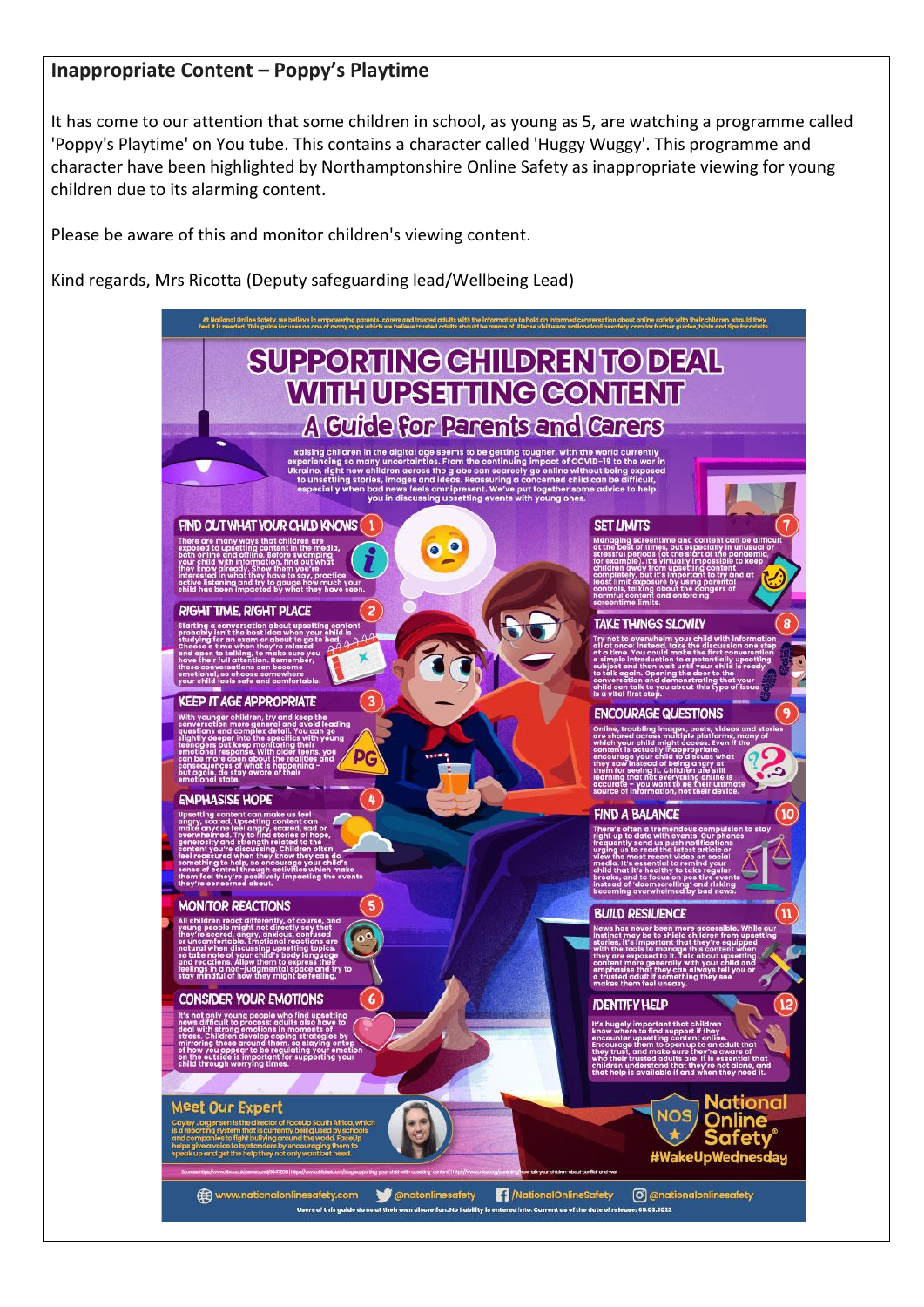## Inappropriate Content – Poppy's Playtime

It has come to our attention that some children in school, as young as 5, are watching a programme called 'Poppy's Playtime' on You tube. This contains a character called 'Huggy Wuggy'. This programme and character have been highlighted by Northamptonshire Online Safety as inappropriate viewing for young children due to its alarming content.

Please be aware of this and monitor children's viewing content.

Kind regards, Mrs Ricotta (Deputy safeguarding lead/Wellbeing Lead)

At National Online Safety, we believe in empowering parents, carers and trusted adults with the information to hold an informed conversation about online safety with their children, should they feel it is needed. This guide focuses on one of many apps which we believe trusted adults should be aware of. Please visit www.nationalonlinesafety.com for further guides, hints and tips for adults.

# SUPPORTING CHILDREN TO DEAL WITH UPSETTING CONTENT

## A Guide for Parents and Carers

Raising children in the digital age seems to be getting tougher, with the world currently experiencing so many uncertainties. From the continuing impact of COVID-19 to the war in Ukraine, right now children across the globe can scarcely go online without being exposed to unsettling stories, images and ideas. Reassuring a concerned child can be difficult, especially when bad news feels omnipresent. We've put together some advice to help you in discussing upsetting events with young ones.

### 1 FIND OUT WHAT YOUR CHILD KNOWS

There are many ways that children are exposed to upsetting content in the media, both online and offline. Before swamping your child with information, find out what they know already. Show them you're interested in what they have to say, practice active listening and try to gauge how much your child has been impacted by what they have seen.

### 2 RIGHT TIME, RIGHT PLACE

Starting a conversation about upsetting content probably isn't the best idea when your child is studying for an exam or about to go to bed. Choose a time when they're relaxed and open to talking, to make sure you have their full attention. Remember, these conversations can become emotional, so choose somewhere your child feels safe and comfortable.

### 3 KEEP IT AGE APPROPRIATE

With younger children, try and keep the conversation more general and avoid leading questions and complex detail. You can go slightly deeper into the specifics with young teenagers but keep monitoring their emotional response. With older teens, you can be more open about the realities and consequences of what is happening – but again, do stay aware of their emotional state.

### 4 EMPHASISE HOPE

Upsetting content can make us feel angry, scared, sad or overwhelmed. Try to find stories of hope, generosity and strength related to the content you're discussing. Children often feel reassured when they know they can do something to help, so encourage your child's sense of control through activities which make them feel they're positively impacting the events they're concerned about.

### 5 MONITOR REACTIONS

All children react differently, of course, and young people might not directly say that they're scared, angry, anxious, confused or uncomfortable. Emotional reactions are natural when discussing upsetting topics, so take note of your child's body language and reactions. Allow them to express their feelings in a non-judgemental space and try to stay mindful of how they might be feeling.

### 6 CONSIDER YOUR EMOTIONS

It's not only young people who find upsetting news difficult to process: adults also have to deal with strong emotions in moments of stress. Children develop coping strategies by mirroring those around them, so staying ontop of how you appear to be regulating your emotion on the outside is important for supporting your child through worrying times.

### 7 SET LIMITS

Managing screentime and content can be difficult at the best of times, but especially in unusual or stressful periods (at the start of the pandemic, for example). It's virtually impossible to keep children away from upsetting content completely, but it's important to try and at least limit exposure by using parental controls, talking about the dangers of harmful content and enforcing screentime limits.

### 8 TAKE THINGS SLOWLY

Try not to overwhelm your child with information all at once. Instead, take the discussion one step at a time. You could make the first conversation a simple introduction to a potentially upsetting subject and then wait until your child is ready to talk again. Opening the door to the conversation and demonstrating that your child can talk to you about this type of issue is a vital first step.

### 9 ENCOURAGE QUESTIONS

Online, troubling images, posts, videos and stories are shared across multiple platforms, many of which your child might access. Even if the content is actually inappropriate, encourage your child to discuss what they saw instead of being angry at them for seeing it. Children are still learning that not everything online is accurate – you want to be their ultimate source of information, not their device.

### 10 FIND A BALANCE

There's often a tremendous compulsion to stay right up to date with events. Our phones frequently send us push notifications urging us to read the latest article or view the most recent video on social media. It's essential to remind your child that it's healthy to take regular breaks, and to focus on positive events instead of 'doomscrolling' and risking becoming overwhelmed by bad news.

### 11 BUILD RESILIENCE

News has never been more accessible. While our instinct may be to shield children from upsetting stories, it's important that they're equipped with the tools to manage this content when they are exposed to it. Talk about upsetting content more generally with your child and emphasise that they can always tell you or a trusted adult if something they see makes them feel uneasy.

### 12 IDENTIFY HELP

It's hugely important that children know where to find support if they encounter upsetting content online. Encourage them to open up to an adult that they trust, and make sure they're aware of who their trusted adults are. It is essential that children understand that they're not alone, and that help is available if and when they need it.

### Meet Our Expert

Cayley Jorgensen is the director of FaceUp South Africa, which is a reporting system that is currently being used by schools and companies to fight bullying around the world. FaceUp helps give a voice to bystanders by encouraging them to speak up and get the help they not only want but need.

National Online Safety #WakeUpWednesday

www.nationalonlinesafety.com | @natonlinesafety | /NationalOnlineSafety | @nationalonlinesafety

Users of this guide do so at their own discretion. No liability is entered into. Current as of the date of release: 09.03.2022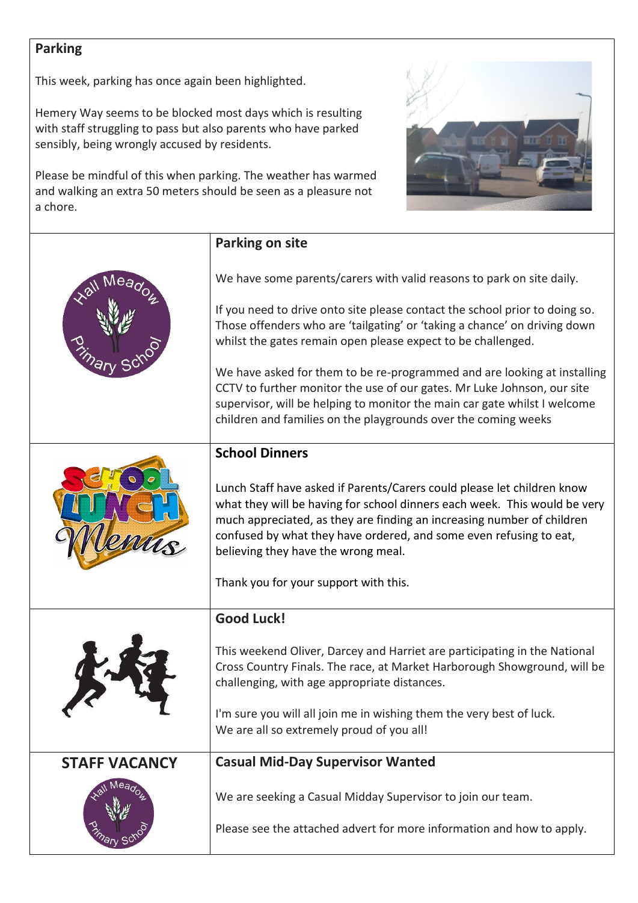## Parking

This week, parking has once again been highlighted.

Hemery Way seems to be blocked most days which is resulting with staff struggling to pass but also parents who have parked sensibly, being wrongly accused by residents.

Please be mindful of this when parking. The weather has warmed and walking an extra 50 meters should be seen as a pleasure not a chore.

## Parking on site

We have some parents/carers with valid reasons to park on site daily.

If you need to drive onto site please contact the school prior to doing so. Those offenders who are 'tailgating' or 'taking a chance' on driving down whilst the gates remain open please expect to be challenged.

We have asked for them to be re-programmed and are looking at installing CCTV to further monitor the use of our gates. Mr Luke Johnson, our site supervisor, will be helping to monitor the main car gate whilst I welcome children and families on the playgrounds over the coming weeks

## School Dinners

Lunch Staff have asked if Parents/Carers could please let children know what they will be having for school dinners each week. This would be very much appreciated, as they are finding an increasing number of children confused by what they have ordered, and some even refusing to eat, believing they have the wrong meal.

Thank you for your support with this.

## Good Luck!

This weekend Oliver, Darcey and Harriet are participating in the National Cross Country Finals. The race, at Market Harborough Showground, will be challenging, with age appropriate distances.

I'm sure you will all join me in wishing them the very best of luck.
We are all so extremely proud of you all!

## STAFF VACANCY

### Casual Mid-Day Supervisor Wanted

We are seeking a Casual Midday Supervisor to join our team.

Please see the attached advert for more information and how to apply.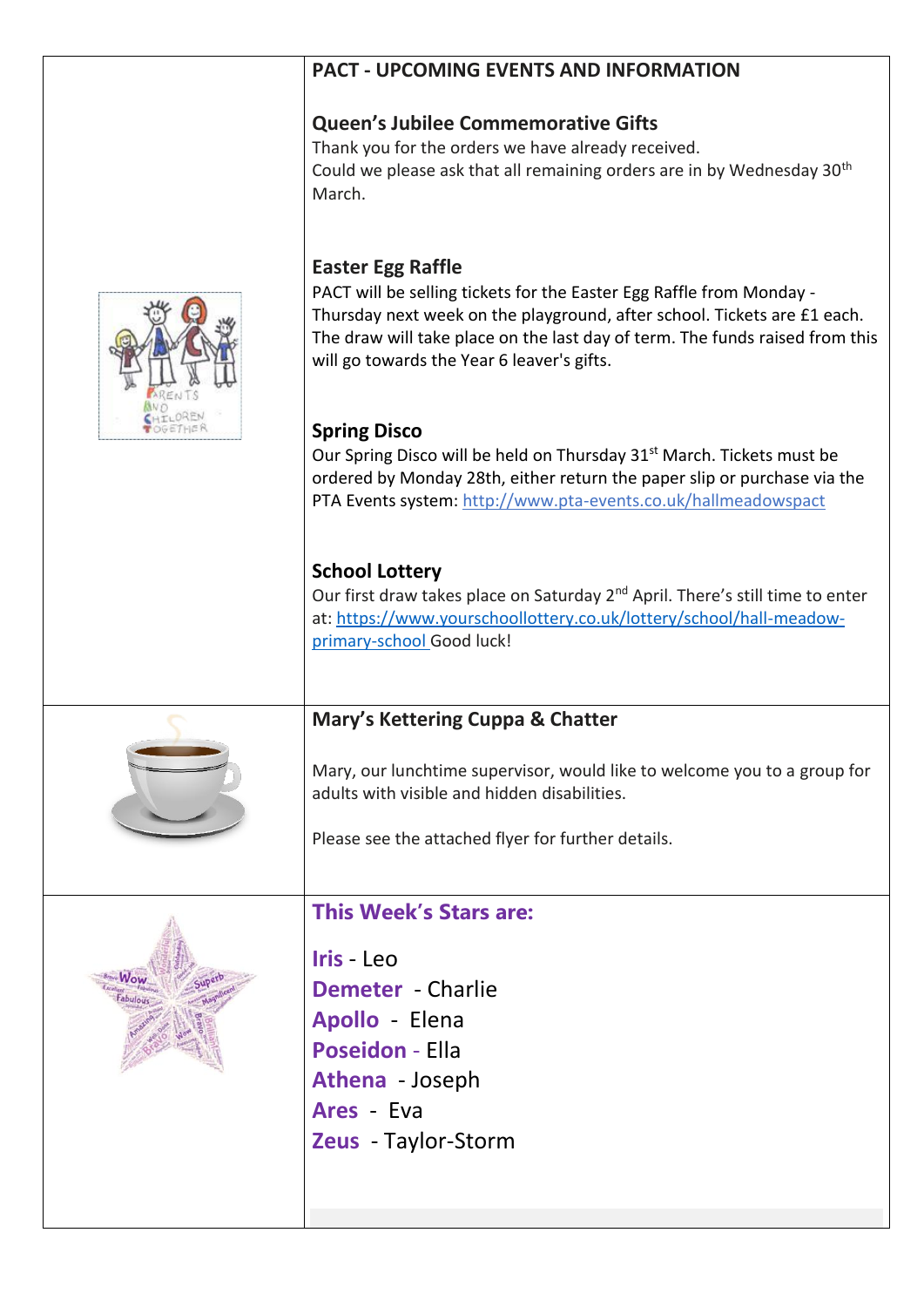## PACT - UPCOMING EVENTS AND INFORMATION

### Queen's Jubilee Commemorative Gifts

Thank you for the orders we have already received.
Could we please ask that all remaining orders are in by Wednesday 30th March.

### Easter Egg Raffle

PACT will be selling tickets for the Easter Egg Raffle from Monday - Thursday next week on the playground, after school. Tickets are £1 each. The draw will take place on the last day of term. The funds raised from this will go towards the Year 6 leaver's gifts.

### Spring Disco

Our Spring Disco will be held on Thursday 31st March. Tickets must be ordered by Monday 28th, either return the paper slip or purchase via the PTA Events system: [http://www.pta-events.co.uk/hallmeadowspact](http://www.pta-events.co.uk/hallmeadowspact)

### School Lottery

Our first draw takes place on Saturday 2nd April. There's still time to enter at: [https://www.yourschoollottery.co.uk/lottery/school/hall-meadow-primary-school](https://www.yourschoollottery.co.uk/lottery/school/hall-meadow-primary-school) Good luck!

## Mary's Kettering Cuppa & Chatter

Mary, our lunchtime supervisor, would like to welcome you to a group for adults with visible and hidden disabilities.

Please see the attached flyer for further details.

## This Week's Stars are:

**Iris** - Leo
**Demeter** - Charlie
**Apollo** - Elena
**Poseidon** - Ella
**Athena** - Joseph
**Ares** - Eva
**Zeus** - Taylor-Storm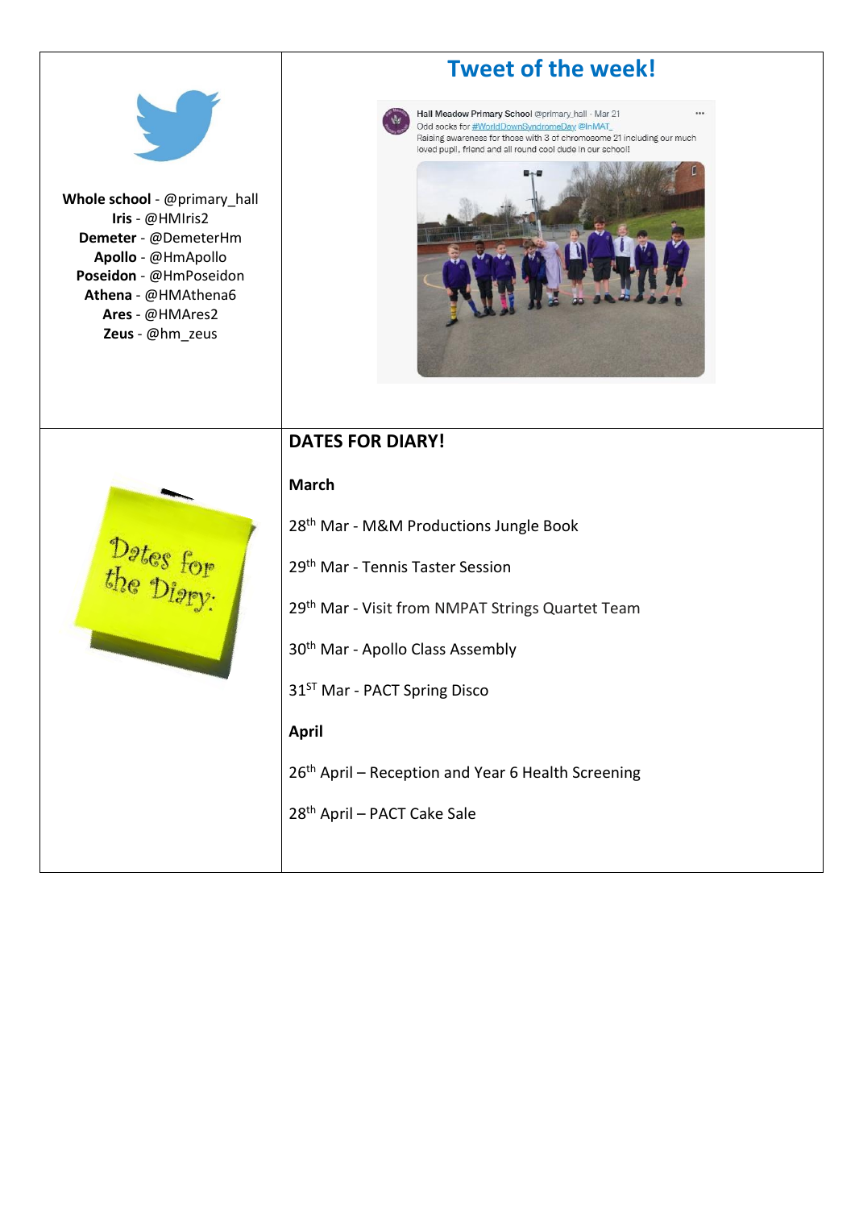**Whole school** - @primary_hall
**Iris** - @HMIris2
**Demeter** - @DemeterHm
**Apollo** - @HmApollo
**Poseidon** - @HmPoseidon
**Athena** - @HMAthena6
**Ares** - @HMAres2
**Zeus** - @hm_zeus

## Tweet of the week!

Hall Meadow Primary School @primary_hall · Mar 21
Odd socks for #WorldDownSyndromeDay @InMAT_
Raising awareness for those with 3 of chromosome 21 including our much loved pupil, friend and all round cool dude in our school!

Dates for the Diary.

## DATES FOR DIARY!

**March**

28th Mar - M&M Productions Jungle Book

29th Mar - Tennis Taster Session

29th Mar - Visit from NMPAT Strings Quartet Team

30th Mar - Apollo Class Assembly

31ST Mar - PACT Spring Disco

**April**

26th April – Reception and Year 6 Health Screening

28th April – PACT Cake Sale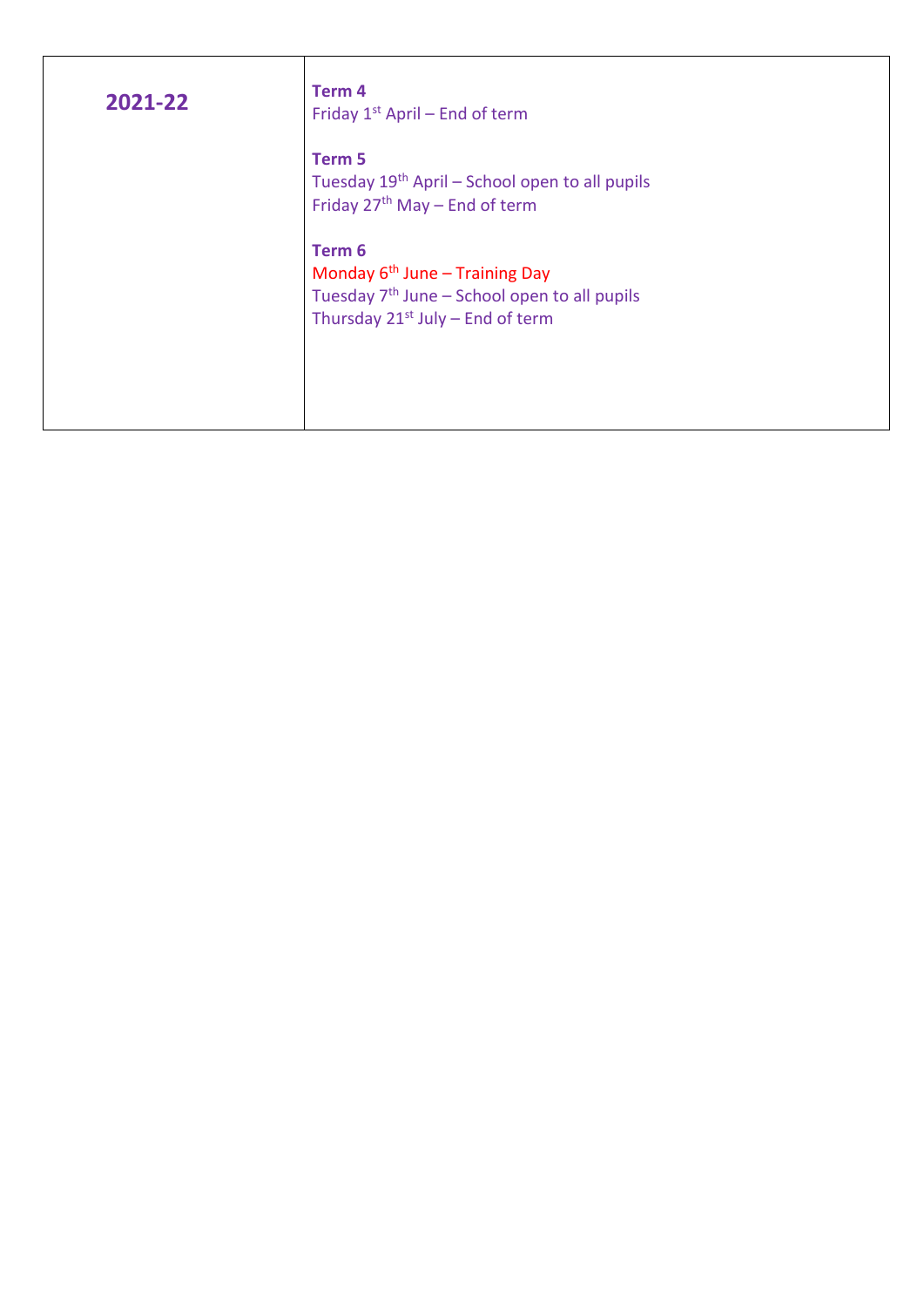| | |
|---|---|
| **2021-22** | **Term 4**<br>Friday 1st April – End of term<br><br>**Term 5**<br>Tuesday 19th April – School open to all pupils<br>Friday 27th May – End of term<br><br>**Term 6**<br>Monday 6th June – Training Day<br>Tuesday 7th June – School open to all pupils<br>Thursday 21st July – End of term |